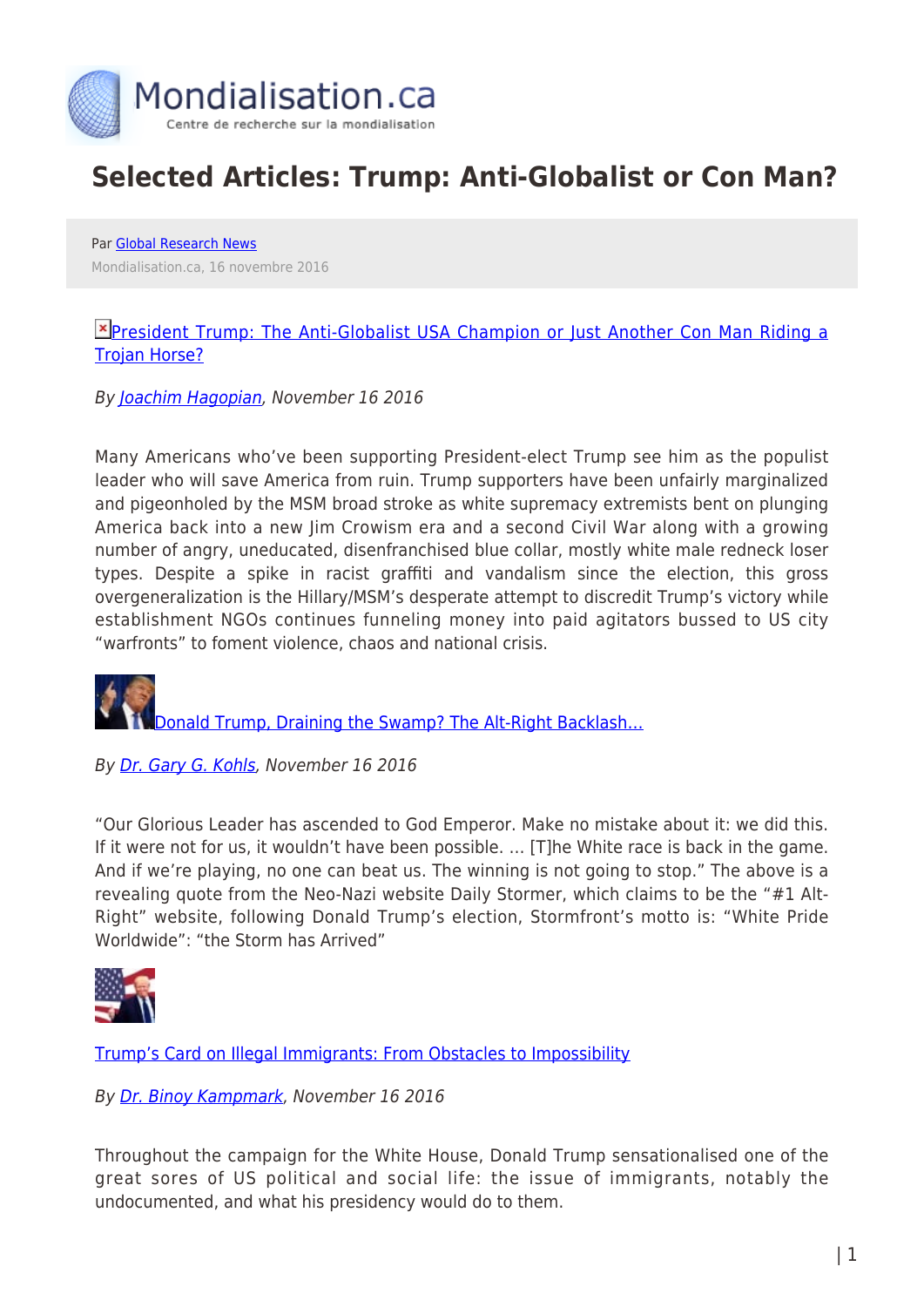Mondialisation.ca

Centre de recherche sur la mondialisation

# Selected Articles: Trump: Anti-Globalist or Con Man?

Par Global Research News

Mondialisation.ca, 16 novembre 2016

President Trump: The Anti-Globalist USA Champion or Just Another Con Man Riding a Trojan Horse?

*By Joachim Hagopian, November 16 2016*

Many Americans who've been supporting President-elect Trump see him as the populist leader who will save America from ruin. Trump supporters have been unfairly marginalized and pigeonholed by the MSM broad stroke as white supremacy extremists bent on plunging America back into a new Jim Crowism era and a second Civil War along with a growing number of angry, uneducated, disenfranchised blue collar, mostly white male redneck loser types. Despite a spike in racist graffiti and vandalism since the election, this gross overgeneralization is the Hillary/MSM's desperate attempt to discredit Trump's victory while establishment NGOs continues funneling money into paid agitators bussed to US city "warfronts" to foment violence, chaos and national crisis.

Donald Trump, Draining the Swamp? The Alt-Right Backlash…

*By Dr. Gary G. Kohls, November 16 2016*

"Our Glorious Leader has ascended to God Emperor. Make no mistake about it: we did this. If it were not for us, it wouldn't have been possible. … [T]he White race is back in the game. And if we're playing, no one can beat us. The winning is not going to stop." The above is a revealing quote from the Neo-Nazi website Daily Stormer, which claims to be the "#1 Alt-Right" website, following Donald Trump's election, Stormfront's motto is: "White Pride Worldwide": "the Storm has Arrived"

Trump's Card on Illegal Immigrants: From Obstacles to Impossibility

*By Dr. Binoy Kampmark, November 16 2016*

Throughout the campaign for the White House, Donald Trump sensationalised one of the great sores of US political and social life: the issue of immigrants, notably the undocumented, and what his presidency would do to them.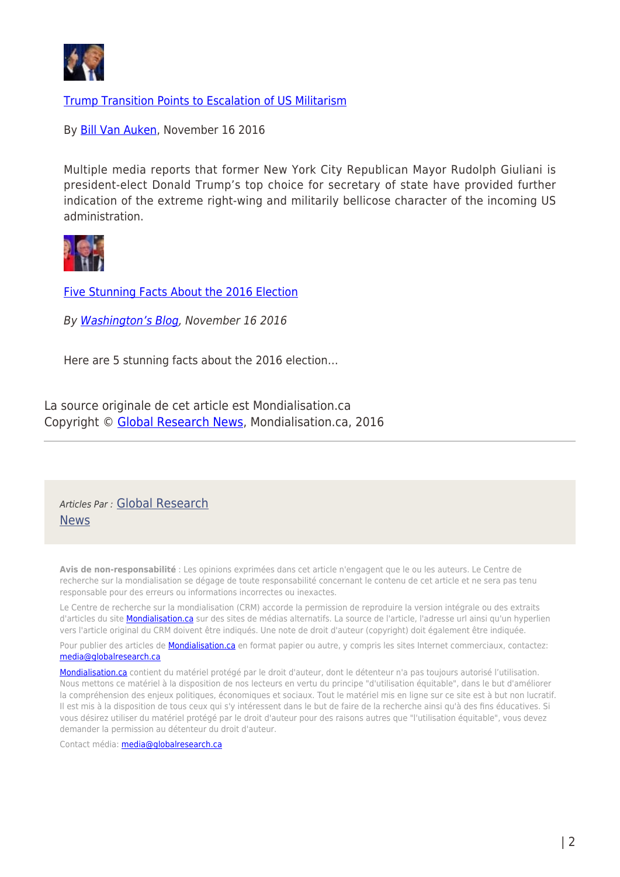[Trump Transition Points to Escalation of US Militarism](#)

By [Bill Van Auken](#), November 16 2016

Multiple media reports that former New York City Republican Mayor Rudolph Giuliani is president-elect Donald Trump's top choice for secretary of state have provided further indication of the extreme right-wing and militarily bellicose character of the incoming US administration.

[Five Stunning Facts About the 2016 Election](#)

*By [Washington's Blog](#), November 16 2016*

Here are 5 stunning facts about the 2016 election…

La source originale de cet article est Mondialisation.ca
Copyright © [Global Research News](#), Mondialisation.ca, 2016

---

*Articles Par :* [Global Research News](#)

**Avis de non-responsabilité** : Les opinions exprimées dans cet article n'engagent que le ou les auteurs. Le Centre de recherche sur la mondialisation se dégage de toute responsabilité concernant le contenu de cet article et ne sera pas tenu responsable pour des erreurs ou informations incorrectes ou inexactes.

Le Centre de recherche sur la mondialisation (CRM) accorde la permission de reproduire la version intégrale ou des extraits d'articles du site [Mondialisation.ca](#) sur des sites de médias alternatifs. La source de l'article, l'adresse url ainsi qu'un hyperlien vers l'article original du CRM doivent être indiqués. Une note de droit d'auteur (copyright) doit également être indiquée.

Pour publier des articles de [Mondialisation.ca](#) en format papier ou autre, y compris les sites Internet commerciaux, contactez: [media@globalresearch.ca](#)

[Mondialisation.ca](#) contient du matériel protégé par le droit d'auteur, dont le détenteur n'a pas toujours autorisé l'utilisation. Nous mettons ce matériel à la disposition de nos lecteurs en vertu du principe "d'utilisation équitable", dans le but d'améliorer la compréhension des enjeux politiques, économiques et sociaux. Tout le matériel mis en ligne sur ce site est à but non lucratif. Il est mis à la disposition de tous ceux qui s'y intéressent dans le but de faire de la recherche ainsi qu'à des fins éducatives. Si vous désirez utiliser du matériel protégé par le droit d'auteur pour des raisons autres que "l'utilisation équitable", vous devez demander la permission au détenteur du droit d'auteur.

Contact média: [media@globalresearch.ca](#)